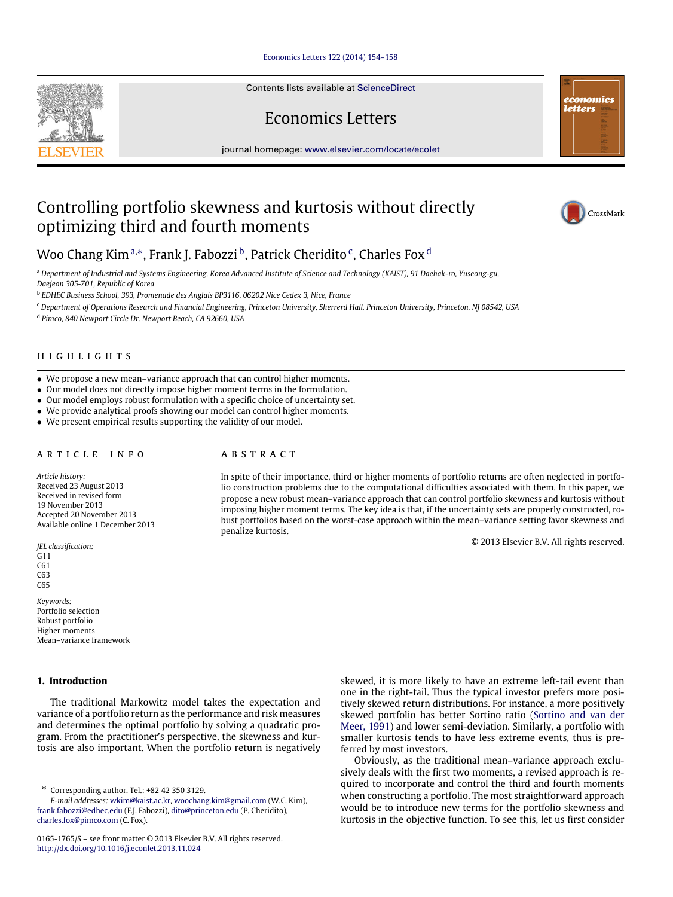Contents lists available at ScienceDirect

# Economics Letters

journal homepage: www.elsevier.com/locate/ecolet

# Controlling portfolio skewness and kurtosis without directly optimizing third and fourth moments

Woo Chang Kim [a,*], Frank J. Fabozzi [b], Patrick Cheridito [c], Charles Fox [d]

[a] Department of Industrial and Systems Engineering, Korea Advanced Institute of Science and Technology (KAIST), 91 Daehak-ro, Yuseong-gu, Daejeon 305-701, Republic of Korea

[b] EDHEC Business School, 393, Promenade des Anglais BP3116, 06202 Nice Cedex 3, Nice, France

[c] Department of Operations Research and Financial Engineering, Princeton University, Sherrerd Hall, Princeton University, Princeton, NJ 08542, USA

[d] Pimco, 840 Newport Circle Dr. Newport Beach, CA 92660, USA

## HIGHLIGHTS

- We propose a new mean–variance approach that can control higher moments.
- Our model does not directly impose higher moment terms in the formulation.
- Our model employs robust formulation with a specific choice of uncertainty set.
- We provide analytical proofs showing our model can control higher moments.
- We present empirical results supporting the validity of our model.

## ARTICLE INFO

*Article history:*
Received 23 August 2013
Received in revised form
19 November 2013
Accepted 20 November 2013
Available online 1 December 2013

*JEL classification:*
G11
C61
C63
C65

*Keywords:*
Portfolio selection
Robust portfolio
Higher moments
Mean–variance framework

## ABSTRACT

In spite of their importance, third or higher moments of portfolio returns are often neglected in portfolio construction problems due to the computational difficulties associated with them. In this paper, we propose a new robust mean–variance approach that can control portfolio skewness and kurtosis without imposing higher moment terms. The key idea is that, if the uncertainty sets are properly constructed, robust portfolios based on the worst-case approach within the mean–variance setting favor skewness and penalize kurtosis.

© 2013 Elsevier B.V. All rights reserved.

## 1. Introduction

The traditional Markowitz model takes the expectation and variance of a portfolio return as the performance and risk measures and determines the optimal portfolio by solving a quadratic program. From the practitioner's perspective, the skewness and kurtosis are also important. When the portfolio return is negatively skewed, it is more likely to have an extreme left-tail event than one in the right-tail. Thus the typical investor prefers more positively skewed return distributions. For instance, a more positively skewed portfolio has better Sortino ratio (Sortino and van der Meer, 1991) and lower semi-deviation. Similarly, a portfolio with smaller kurtosis tends to have less extreme events, thus is preferred by most investors.

Obviously, as the traditional mean–variance approach exclusively deals with the first two moments, a revised approach is required to incorporate and control the third and fourth moments when constructing a portfolio. The most straightforward approach would be to introduce new terms for the portfolio skewness and kurtosis in the objective function. To see this, let us first consider

---

\* Corresponding author. Tel.: +82 42 350 3129.
*E-mail addresses:* wkim@kaist.ac.kr, woochang.kim@gmail.com (W.C. Kim), frank.fabozzi@edhec.edu (F.J. Fabozzi), dito@princeton.edu (P. Cheridito), charles.fox@pimco.com (C. Fox).

0165-1765/$ – see front matter © 2013 Elsevier B.V. All rights reserved.
http://dx.doi.org/10.1016/j.econlet.2013.11.024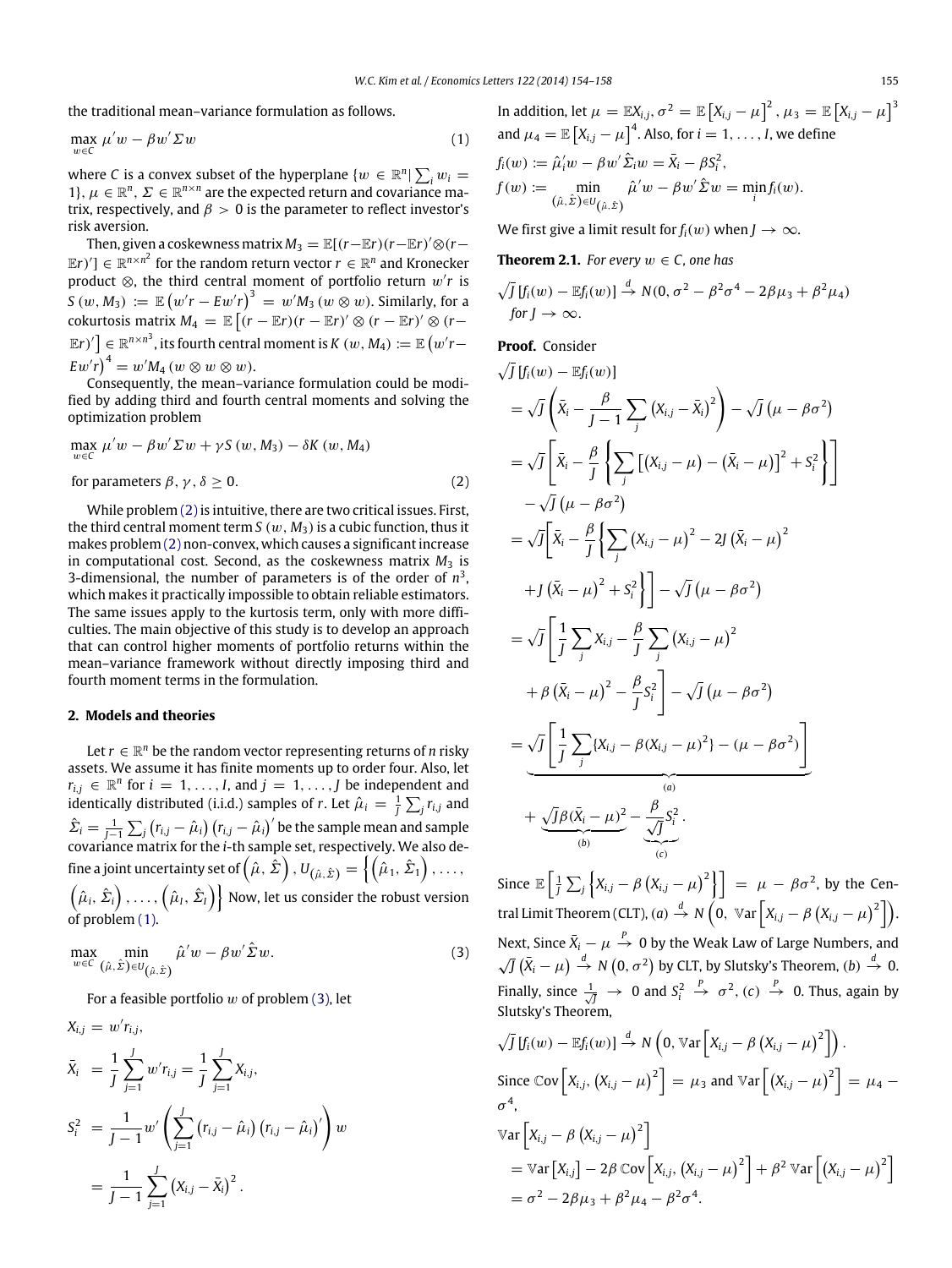the traditional mean–variance formulation as follows.

$$\max_{w \in C} \mu' w - \beta w' \Sigma w \tag{1}$$

where $C$ is a convex subset of the hyperplane $\{w \in \mathbb{R}^n | \sum_i w_i = 1\}$, $\mu \in \mathbb{R}^n$, $\Sigma \in \mathbb{R}^{n \times n}$ are the expected return and covariance matrix, respectively, and $\beta > 0$ is the parameter to reflect investor's risk aversion.

Then, given a coskewness matrix $M_3 = \mathbb{E}[(r - \mathbb{E}r)(r - \mathbb{E}r)' \otimes (r - \mathbb{E}r)'] \in \mathbb{R}^{n \times n^2}$ for the random return vector $r \in \mathbb{R}^n$ and Kronecker product $\otimes$, the third central moment of portfolio return $w'r$ is $S(w, M_3) := \mathbb{E}\left(w'r - Ew'r\right)^3 = w' M_3 (w \otimes w)$. Similarly, for a cokurtosis matrix $M_4 = \mathbb{E}\left[(r - \mathbb{E}r)(r - \mathbb{E}r)' \otimes (r - \mathbb{E}r)' \otimes (r - \mathbb{E}r)'\right] \in \mathbb{R}^{n \times n^3}$, its fourth central moment is $K(w, M_4) := \mathbb{E}\left(w'r - Ew'r\right)^4 = w' M_4 (w \otimes w \otimes w)$.

Consequently, the mean–variance formulation could be modified by adding third and fourth central moments and solving the optimization problem

$$\max_{w \in C} \mu' w - \beta w' \Sigma w + \gamma S(w, M_3) - \delta K(w, M_4)$$

$$\text{for parameters } \beta, \gamma, \delta \geq 0. \tag{2}$$

While problem (2) is intuitive, there are two critical issues. First, the third central moment term $S(w, M_3)$ is a cubic function, thus it makes problem (2) non-convex, which causes a significant increase in computational cost. Second, as the coskewness matrix $M_3$ is 3-dimensional, the number of parameters is of the order of $n^3$, which makes it practically impossible to obtain reliable estimators. The same issues apply to the kurtosis term, only with more difficulties. The main objective of this study is to develop an approach that can control higher moments of portfolio returns within the mean–variance framework without directly imposing third and fourth moment terms in the formulation.

## 2. Models and theories

Let $r \in \mathbb{R}^n$ be the random vector representing returns of $n$ risky assets. We assume it has finite moments up to order four. Also, let $r_{i,j} \in \mathbb{R}^n$ for $i = 1, \ldots, I$, and $j = 1, \ldots, J$ be independent and identically distributed (i.i.d.) samples of $r$. Let $\hat{\mu}_i = \frac{1}{J} \sum_j r_{i,j}$ and $\hat{\Sigma}_i = \frac{1}{J-1} \sum_j \left(r_{i,j} - \hat{\mu}_i\right)\left(r_{i,j} - \hat{\mu}_i\right)'$ be the sample mean and sample covariance matrix for the $i$-th sample set, respectively. We also define a joint uncertainty set of $\left(\hat{\mu}, \hat{\Sigma}\right)$, $U_{\left(\hat{\mu}, \hat{\Sigma}\right)} = \left\{\left(\hat{\mu}_1, \hat{\Sigma}_1\right), \ldots, \left(\hat{\mu}_i, \hat{\Sigma}_i\right), \ldots, \left(\hat{\mu}_I, \hat{\Sigma}_I\right)\right\}$ Now, let us consider the robust version of problem (1).

$$\max_{w \in C} \min_{\left(\hat{\mu}, \hat{\Sigma}\right) \in U_{\left(\hat{\mu}, \hat{\Sigma}\right)}} \hat{\mu}' w - \beta w' \hat{\Sigma} w. \tag{3}$$

For a feasible portfolio $w$ of problem (3), let

$$X_{i,j} = w' r_{i,j},$$

$$\bar{X}_i = \frac{1}{J} \sum_{j=1}^{J} w' r_{i,j} = \frac{1}{J} \sum_{j=1}^{J} X_{i,j},$$

$$S_i^2 = \frac{1}{J-1} w' \left(\sum_{j=1}^{J} \left(r_{i,j} - \hat{\mu}_i\right)\left(r_{i,j} - \hat{\mu}_i\right)'\right) w = \frac{1}{J-1} \sum_{j=1}^{J} \left(X_{i,j} - \bar{X}_i\right)^2.$$

In addition, let $\mu = \mathbb{E}X_{i,j}$, $\sigma^2 = \mathbb{E}\left[X_{i,j} - \mu\right]^2$, $\mu_3 = \mathbb{E}\left[X_{i,j} - \mu\right]^3$ and $\mu_4 = \mathbb{E}\left[X_{i,j} - \mu\right]^4$. Also, for $i = 1, \ldots, I$, we define

$$f_i(w) := \hat{\mu}_i' w - \beta w' \hat{\Sigma}_i w = \bar{X}_i - \beta S_i^2,$$

$$f(w) := \min_{\left(\hat{\mu}, \hat{\Sigma}\right) \in U_{\left(\hat{\mu}, \hat{\Sigma}\right)}} \hat{\mu}' w - \beta w' \hat{\Sigma} w = \min_i f_i(w).$$

We first give a limit result for $f_i(w)$ when $J \to \infty$.

**Theorem 2.1.** *For every $w \in C$, one has*

$$\sqrt{J}\left[f_i(w) - \mathbb{E}f_i(w)\right] \xrightarrow{d} N(0, \sigma^2 - \beta^2\sigma^4 - 2\beta\mu_3 + \beta^2\mu_4)$$

*for $J \to \infty$.*

**Proof.** Consider

$$
\begin{aligned}
&\sqrt{J}\left[f_i(w) - \mathbb{E}f_i(w)\right] \\
&= \sqrt{J}\left(\bar{X}_i - \frac{\beta}{J-1} \sum_j \left(X_{i,j} - \bar{X}_i\right)^2\right) - \sqrt{J}\left(\mu - \beta\sigma^2\right) \\
&= \sqrt{J}\left[\bar{X}_i - \frac{\beta}{J}\left\{\sum_j \left[\left(X_{i,j} - \mu\right) - \left(\bar{X}_i - \mu\right)\right]^2 + S_i^2\right\}\right] \\
&\quad - \sqrt{J}\left(\mu - \beta\sigma^2\right) \\
&= \sqrt{J}\left[\bar{X}_i - \frac{\beta}{J}\left\{\sum_j \left(X_{i,j} - \mu\right)^2 - 2J\left(\bar{X}_i - \mu\right)^2\right.\right. \\
&\quad \left.\left. + J\left(\bar{X}_i - \mu\right)^2 + S_i^2\right\}\right] - \sqrt{J}\left(\mu - \beta\sigma^2\right) \\
&= \sqrt{J}\left[\frac{1}{J}\sum_j X_{i,j} - \frac{\beta}{J}\sum_j \left(X_{i,j} - \mu\right)^2\right. \\
&\quad \left. + \beta\left(\bar{X}_i - \mu\right)^2 - \frac{\beta}{J}S_i^2\right] - \sqrt{J}\left(\mu - \beta\sigma^2\right) \\
&= \underbrace{\sqrt{J}\left[\frac{1}{J}\sum_j \{X_{i,j} - \beta(X_{i,j} - \mu)^2\} - (\mu - \beta\sigma^2)\right]}_{(a)} \\
&\quad + \underbrace{\sqrt{J}\beta(\bar{X}_i - \mu)^2}_{(b)} - \underbrace{\frac{\beta}{\sqrt{J}}S_i^2}_{(c)}.
\end{aligned}
$$

Since $\mathbb{E}\left[\frac{1}{J}\sum_j \left\{X_{i,j} - \beta\left(X_{i,j} - \mu\right)^2\right\}\right] = \mu - \beta\sigma^2$, by the Central Limit Theorem (CLT), (a) $\xrightarrow{d} N\left(0, \mathbb{V}\text{ar}\left[X_{i,j} - \beta\left(X_{i,j} - \mu\right)^2\right]\right)$. Next, Since $\bar{X}_i - \mu \xrightarrow{P} 0$ by the Weak Law of Large Numbers, and $\sqrt{J}\left(\bar{X}_i - \mu\right) \xrightarrow{d} N\left(0, \sigma^2\right)$ by CLT, by Slutsky's Theorem, (b) $\xrightarrow{d} 0$. Finally, since $\frac{1}{\sqrt{J}} \to 0$ and $S_i^2 \xrightarrow{P} \sigma^2$, (c) $\xrightarrow{P} 0$. Thus, again by Slutsky's Theorem,

$$\sqrt{J}\left[f_i(w) - \mathbb{E}f_i(w)\right] \xrightarrow{d} N\left(0, \mathbb{V}\text{ar}\left[X_{i,j} - \beta\left(X_{i,j} - \mu\right)^2\right]\right).$$

Since $\mathbb{C}\text{ov}\left[X_{i,j}, \left(X_{i,j} - \mu\right)^2\right] = \mu_3$ and $\mathbb{V}\text{ar}\left[\left(X_{i,j} - \mu\right)^2\right] = \mu_4 - \sigma^4$,

$$
\begin{aligned}
&\mathbb{V}\text{ar}\left[X_{i,j} - \beta\left(X_{i,j} - \mu\right)^2\right] \\
&= \mathbb{V}\text{ar}\left[X_{i,j}\right] - 2\beta\,\mathbb{C}\text{ov}\left[X_{i,j}, \left(X_{i,j} - \mu\right)^2\right] + \beta^2\,\mathbb{V}\text{ar}\left[\left(X_{i,j} - \mu\right)^2\right] \\
&= \sigma^2 - 2\beta\mu_3 + \beta^2\mu_4 - \beta^2\sigma^4.
\end{aligned}
$$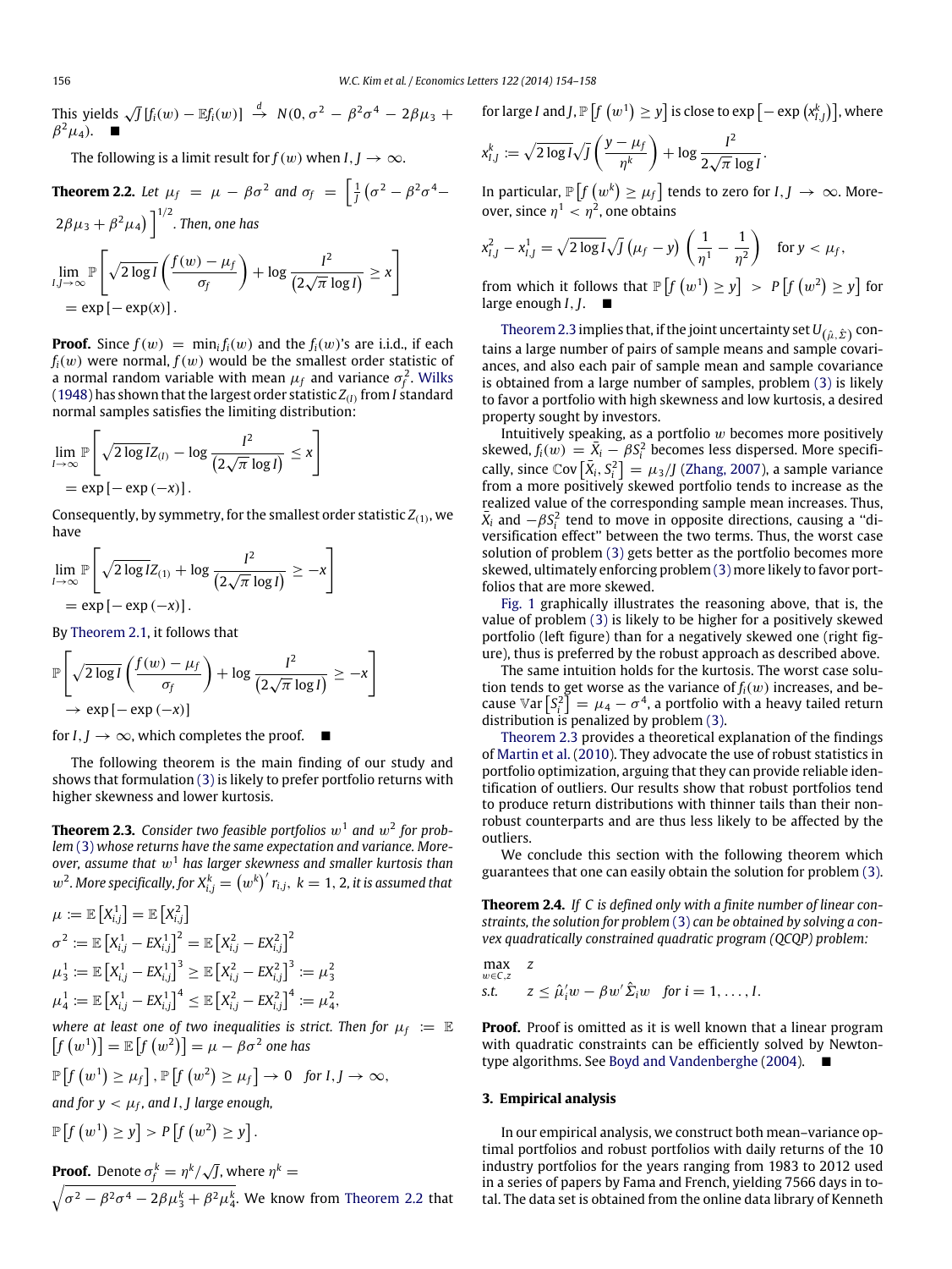This yields $\sqrt{J}\,[f_i(w) - \mathbb{E}f_i(w)] \xrightarrow{d} N(0, \sigma^2 - \beta^2\sigma^4 - 2\beta\mu_3 + \beta^2\mu_4)$. ■

The following is a limit result for $f(w)$ when $I, J \to \infty$.

**Theorem 2.2.** *Let $\mu_f = \mu - \beta\sigma^2$ and $\sigma_f = \left[\frac{1}{J}\left(\sigma^2 - \beta^2\sigma^4 - 2\beta\mu_3 + \beta^2\mu_4\right)\right]^{1/2}$. Then, one has*

$$\lim_{I,J\to\infty} \mathbb{P}\left[\sqrt{2\log I}\left(\frac{f(w) - \mu_f}{\sigma_f}\right) + \log\frac{I^2}{\left(2\sqrt{\pi}\log I\right)} \geq x\right] = \exp\left[-\exp(x)\right].$$

**Proof.** Since $f(w) = \min_i f_i(w)$ and the $f_i(w)$'s are i.i.d., if each $f_i(w)$ were normal, $f(w)$ would be the smallest order statistic of a normal random variable with mean $\mu_f$ and variance $\sigma_f^2$. Wilks (1948) has shown that the largest order statistic $Z_{(I)}$ from $I$ standard normal samples satisfies the limiting distribution:

$$\lim_{I\to\infty} \mathbb{P}\left[\sqrt{2\log I}Z_{(I)} - \log\frac{I^2}{\left(2\sqrt{\pi}\log I\right)} \leq x\right] = \exp\left[-\exp\left(-x\right)\right].$$

Consequently, by symmetry, for the smallest order statistic $Z_{(1)}$, we have

$$\lim_{I\to\infty} \mathbb{P}\left[\sqrt{2\log I}Z_{(1)} + \log\frac{I^2}{\left(2\sqrt{\pi}\log I\right)} \geq -x\right] = \exp\left[-\exp\left(-x\right)\right].$$

By Theorem 2.1, it follows that

$$\mathbb{P}\left[\sqrt{2\log I}\left(\frac{f(w) - \mu_f}{\sigma_f}\right) + \log\frac{I^2}{\left(2\sqrt{\pi}\log I\right)} \geq -x\right] \to \exp\left[-\exp\left(-x\right)\right]$$

for $I, J \to \infty$, which completes the proof. ■

The following theorem is the main finding of our study and shows that formulation (3) is likely to prefer portfolio returns with higher skewness and lower kurtosis.

**Theorem 2.3.** *Consider two feasible portfolios $w^1$ and $w^2$ for problem (3) whose returns have the same expectation and variance. Moreover, assume that $w^1$ has larger skewness and smaller kurtosis than $w^2$. More specifically, for $X_{i,j}^k = \left(w^k\right)' r_{i,j},\ k = 1, 2$, it is assumed that*

$$\mu := \mathbb{E}\left[X_{i,j}^1\right] = \mathbb{E}\left[X_{i,j}^2\right]$$
$$\sigma^2 := \mathbb{E}\left[X_{i,j}^1 - EX_{i,j}^1\right]^2 = \mathbb{E}\left[X_{i,j}^2 - EX_{i,j}^2\right]^2$$
$$\mu_3^1 := \mathbb{E}\left[X_{i,j}^1 - EX_{i,j}^1\right]^3 \geq \mathbb{E}\left[X_{i,j}^2 - EX_{i,j}^2\right]^3 := \mu_3^2$$
$$\mu_4^1 := \mathbb{E}\left[X_{i,j}^1 - EX_{i,j}^1\right]^4 \leq \mathbb{E}\left[X_{i,j}^2 - EX_{i,j}^2\right]^4 := \mu_4^2,$$

*where at least one of two inequalities is strict. Then for $\mu_f := \mathbb{E}\left[f\left(w^1\right)\right] = \mathbb{E}\left[f\left(w^2\right)\right] = \mu - \beta\sigma^2$ one has*

$$\mathbb{P}\left[f\left(w^1\right) \geq \mu_f\right], \mathbb{P}\left[f\left(w^2\right) \geq \mu_f\right] \to 0 \quad \text{for } I, J \to \infty,$$

*and for $y < \mu_f$, and $I, J$ large enough,*

$$\mathbb{P}\left[f\left(w^1\right) \geq y\right] > P\left[f\left(w^2\right) \geq y\right].$$

**Proof.** Denote $\sigma_f^k = \eta^k/\sqrt{J}$, where $\eta^k = \sqrt{\sigma^2 - \beta^2\sigma^4 - 2\beta\mu_3^k + \beta^2\mu_4^k}$. We know from Theorem 2.2 that for large $I$ and $J$, $\mathbb{P}\left[f\left(w^1\right) \geq y\right]$ is close to $\exp\left[-\exp\left(x_{I,J}^k\right)\right]$, where

$$x_{I,J}^k := \sqrt{2\log I}\sqrt{J}\left(\frac{y - \mu_f}{\eta^k}\right) + \log\frac{I^2}{2\sqrt{\pi}\log I}.$$

In particular, $\mathbb{P}\left[f\left(w^k\right) \geq \mu_f\right]$ tends to zero for $I, J \to \infty$. Moreover, since $\eta^1 < \eta^2$, one obtains

$$x_{I,J}^2 - x_{I,J}^1 = \sqrt{2\log I}\sqrt{J}\left(\mu_f - y\right)\left(\frac{1}{\eta^1} - \frac{1}{\eta^2}\right) \quad \text{for } y < \mu_f,$$

from which it follows that $\mathbb{P}\left[f\left(w^1\right) \geq y\right] > P\left[f\left(w^2\right) \geq y\right]$ for large enough $I, J$. ■

Theorem 2.3 implies that, if the joint uncertainty set $U_{(\hat{\mu},\hat{\Sigma})}$ contains a large number of pairs of sample means and sample covariances, and also each pair of sample mean and sample covariance is obtained from a large number of samples, problem (3) is likely to favor a portfolio with high skewness and low kurtosis, a desired property sought by investors.

Intuitively speaking, as a portfolio $w$ becomes more positively skewed, $f_i(w) = \bar{X}_i - \beta S_i^2$ becomes less dispersed. More specifically, since $\mathbb{C}\mathrm{ov}\left[\bar{X}_i, S_i^2\right] = \mu_3/J$ (Zhang, 2007), a sample variance from a more positively skewed portfolio tends to increase as the realized value of the corresponding sample mean increases. Thus, $\bar{X}_i$ and $-\beta S_i^2$ tend to move in opposite directions, causing a "diversification effect" between the two terms. Thus, the worst case solution of problem (3) gets better as the portfolio becomes more skewed, ultimately enforcing problem (3) more likely to favor portfolios that are more skewed.

Fig. 1 graphically illustrates the reasoning above, that is, the value of problem (3) is likely to be higher for a positively skewed portfolio (left figure) than for a negatively skewed one (right figure), thus is preferred by the robust approach as described above.

The same intuition holds for the kurtosis. The worst case solution tends to get worse as the variance of $f_i(w)$ increases, and because $\mathbb{V}\mathrm{ar}\left[S_i^2\right] = \mu_4 - \sigma^4$, a portfolio with a heavy tailed return distribution is penalized by problem (3).

Theorem 2.3 provides a theoretical explanation of the findings of Martin et al. (2010). They advocate the use of robust statistics in portfolio optimization, arguing that they can provide reliable identification of outliers. Our results show that robust portfolios tend to produce return distributions with thinner tails than their nonrobust counterparts and are thus less likely to be affected by the outliers.

We conclude this section with the following theorem which guarantees that one can easily obtain the solution for problem (3).

**Theorem 2.4.** *If $C$ is defined only with a finite number of linear constraints, the solution for problem (3) can be obtained by solving a convex quadratically constrained quadratic program (QCQP) problem:*

$$\max_{w\in C, z} \quad z$$
$$\text{s.t.} \quad z \leq \hat{\mu}_i' w - \beta w' \hat{\Sigma}_i w \quad \text{for } i = 1, \ldots, I.$$

**Proof.** Proof is omitted as it is well known that a linear program with quadratic constraints can be efficiently solved by Newton-type algorithms. See Boyd and Vandenberghe (2004). ■

## 3. Empirical analysis

In our empirical analysis, we construct both mean–variance optimal portfolios and robust portfolios with daily returns of the 10 industry portfolios for the years ranging from 1983 to 2012 used in a series of papers by Fama and French, yielding 7566 days in total. The data set is obtained from the online data library of Kenneth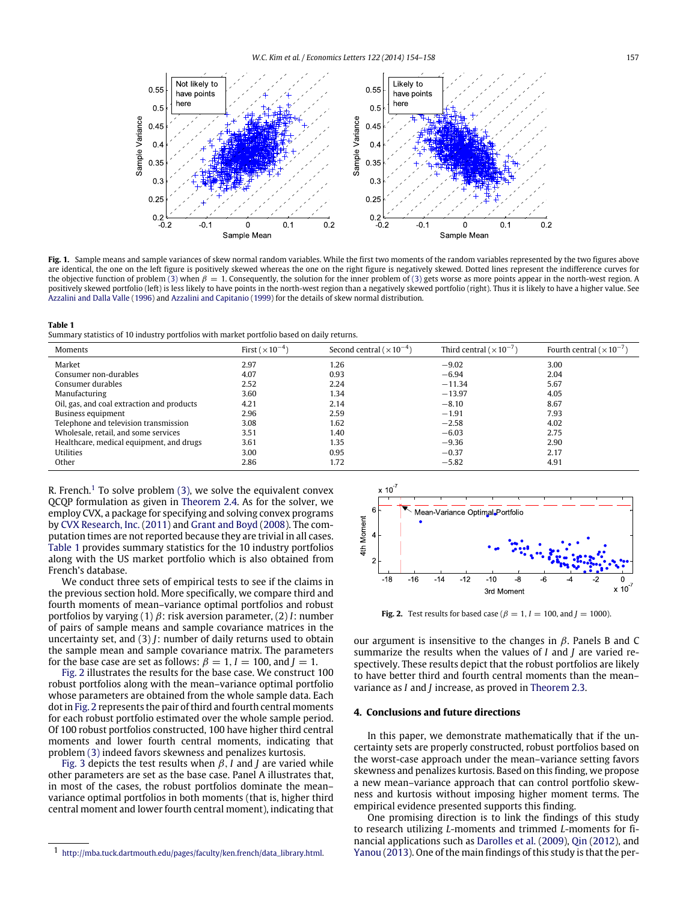**Fig. 1.** Sample means and sample variances of skew normal random variables. While the first two moments of the random variables represented by the two figures above are identical, the one on the left figure is positively skewed whereas the one on the right figure is negatively skewed. Dotted lines represent the indifference curves for the objective function of problem (3) when $\beta = 1$. Consequently, the solution for the inner problem of (3) gets worse as more points appear in the north-west region. A positively skewed portfolio (left) is less likely to have points in the north-west region than a negatively skewed portfolio (right). Thus it is likely to have a higher value. See Azzalini and Dalla Valle (1996) and Azzalini and Capitanio (1999) for the details of skew normal distribution.

**Table 1**
Summary statistics of 10 industry portfolios with market portfolio based on daily returns.

| Moments | First ($\times 10^{-4}$) | Second central ($\times 10^{-4}$) | Third central ($\times 10^{-7}$) | Fourth central ($\times 10^{-7}$) |
|---|---|---|---|---|
| Market | 2.97 | 1.26 | −9.02 | 3.00 |
| Consumer non-durables | 4.07 | 0.93 | −6.94 | 2.04 |
| Consumer durables | 2.52 | 2.24 | −11.34 | 5.67 |
| Manufacturing | 3.60 | 1.34 | −13.97 | 4.05 |
| Oil, gas, and coal extraction and products | 4.21 | 2.14 | −8.10 | 8.67 |
| Business equipment | 2.96 | 2.59 | −1.91 | 7.93 |
| Telephone and television transmission | 3.08 | 1.62 | −2.58 | 4.02 |
| Wholesale, retail, and some services | 3.51 | 1.40 | −6.03 | 2.75 |
| Healthcare, medical equipment, and drugs | 3.61 | 1.35 | −9.36 | 2.90 |
| Utilities | 3.00 | 0.95 | −0.37 | 2.17 |
| Other | 2.86 | 1.72 | −5.82 | 4.91 |

R. French.[1] To solve problem (3), we solve the equivalent convex QCQP formulation as given in Theorem 2.4. As for the solver, we employ CVX, a package for specifying and solving convex programs by CVX Research, Inc. (2011) and Grant and Boyd (2008). The computation times are not reported because they are trivial in all cases. Table 1 provides summary statistics for the 10 industry portfolios along with the US market portfolio which is also obtained from French's database.

We conduct three sets of empirical tests to see if the claims in the previous section hold. More specifically, we compare third and fourth moments of mean–variance optimal portfolios and robust portfolios by varying (1) $\beta$: risk aversion parameter, (2) $I$: number of pairs of sample means and sample covariance matrices in the uncertainty set, and (3) $J$: number of daily returns used to obtain the sample mean and sample covariance matrix. The parameters for the base case are set as follows: $\beta = 1$, $I = 100$, and $J = 1$.

Fig. 2 illustrates the results for the base case. We construct 100 robust portfolios along with the mean–variance optimal portfolio whose parameters are obtained from the whole sample data. Each dot in Fig. 2 represents the pair of third and fourth central moments for each robust portfolio estimated over the whole sample period. Of 100 robust portfolios constructed, 100 have higher third central moments and lower fourth central moments, indicating that problem (3) indeed favors skewness and penalizes kurtosis.

Fig. 3 depicts the test results when $\beta$, $I$ and $J$ are varied while other parameters are set as the base case. Panel A illustrates that, in most of the cases, the robust portfolios dominate the mean–variance optimal portfolios in both moments (that is, higher third central moment and lower fourth central moment), indicating that our argument is insensitive to the changes in $\beta$. Panels B and C summarize the results when the values of $I$ and $J$ are varied respectively. These results depict that the robust portfolios are likely to have better third and fourth central moments than the mean–variance as $I$ and $J$ increase, as proved in Theorem 2.3.

**Fig. 2.** Test results for based case ($\beta = 1$, $I = 100$, and $J = 1000$).

## 4. Conclusions and future directions

In this paper, we demonstrate mathematically that if the uncertainty sets are properly constructed, robust portfolios based on the worst-case approach under the mean–variance setting favors skewness and penalizes kurtosis. Based on this finding, we propose a new mean–variance approach that can control portfolio skewness and kurtosis without imposing higher moment terms. The empirical evidence presented supports this finding.

One promising direction is to link the findings of this study to research utilizing $L$-moments and trimmed $L$-moments for financial applications such as Darolles et al. (2009), Qin (2012), and Yanou (2013). One of the main findings of this study is that the per-

[1] http://mba.tuck.dartmouth.edu/pages/faculty/ken.french/data_library.html.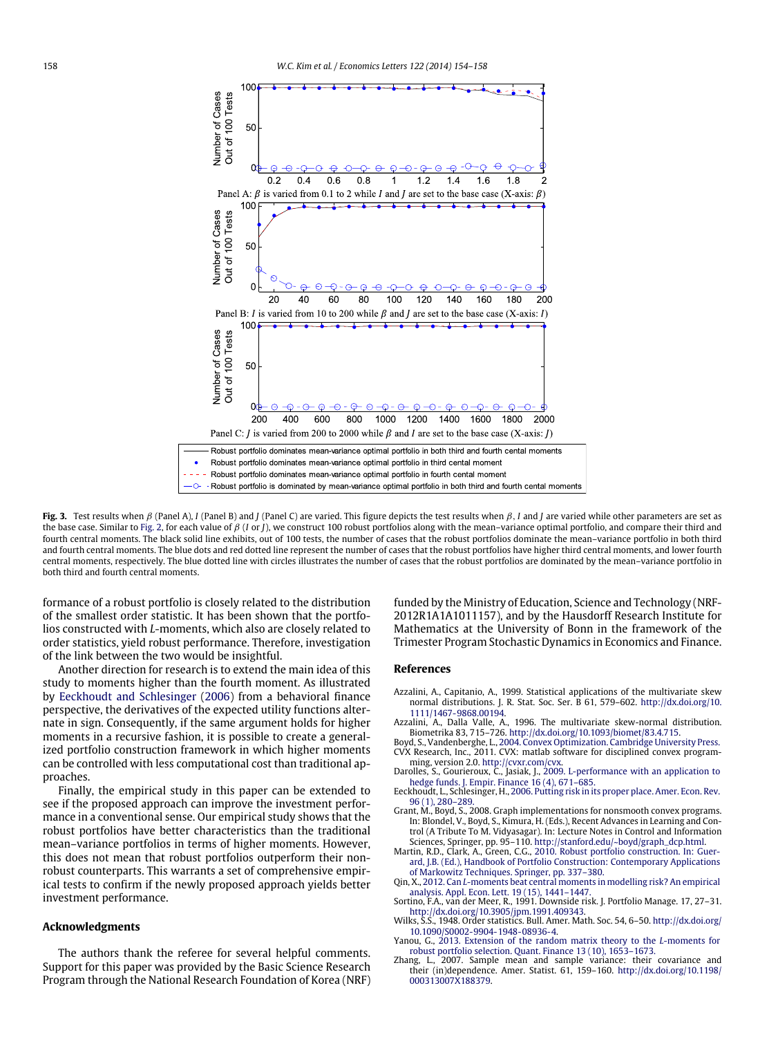Number of Cases Out of 100 Tests

100

50

0

0.2 0.4 0.6 0.8 1 1.2 1.4 1.6 1.8 2

Panel A: $\beta$ is varied from 0.1 to 2 while $I$ and $J$ are set to the base case (X-axis: $\beta$)

Number of Cases Out of 100 Tests

100

50

0

20 40 60 80 100 120 140 160 180 200

Panel B: $I$ is varied from 10 to 200 while $\beta$ and $J$ are set to the base case (X-axis: $I$)

Number of Cases Out of 100 Tests

100

50

0

200 400 600 800 1000 1200 1400 1600 1800 2000

Panel C: $J$ is varied from 200 to 2000 while $\beta$ and $I$ are set to the base case (X-axis: $J$)

Robust portfolio dominates mean-variance optimal portfolio in both third and fourth cental moments

Robust portfolio dominates mean-variance optimal portfolio in third cental moment

Robust portfolio dominates mean-variance optimal portfolio in fourth cental moment

Robust portfolio is dominated by mean-variance optimal portfolio in both third and fourth cental moments

**Fig. 3.** Test results when $\beta$ (Panel A), $I$ (Panel B) and $J$ (Panel C) are varied. This figure depicts the test results when $\beta$, $I$ and $J$ are varied while other parameters are set as the base case. Similar to Fig. 2, for each value of $\beta$ ($I$ or $J$), we construct 100 robust portfolios along with the mean–variance optimal portfolio, and compare their third and fourth central moments. The black solid line exhibits, out of 100 tests, the number of cases that the robust portfolios dominate the mean–variance portfolio in both third and fourth central moments. The blue dots and red dotted line represent the number of cases that the robust portfolios have higher third central moments, and lower fourth central moments, respectively. The blue dotted line with circles illustrates the number of cases that the robust portfolios are dominated by the mean–variance portfolio in both third and fourth central moments.

formance of a robust portfolio is closely related to the distribution of the smallest order statistic. It has been shown that the portfolios constructed with $L$-moments, which also are closely related to order statistics, yield robust performance. Therefore, investigation of the link between the two would be insightful.

Another direction for research is to extend the main idea of this study to moments higher than the fourth moment. As illustrated by Eeckhoudt and Schlesinger (2006) from a behavioral finance perspective, the derivatives of the expected utility functions alternate in sign. Consequently, if the same argument holds for higher moments in a recursive fashion, it is possible to create a generalized portfolio construction framework in which higher moments can be controlled with less computational cost than traditional approaches.

Finally, the empirical study in this paper can be extended to see if the proposed approach can improve the investment performance in a conventional sense. Our empirical study shows that the robust portfolios have better characteristics than the traditional mean–variance portfolios in terms of higher moments. However, this does not mean that robust portfolios outperform their non-robust counterparts. This warrants a set of comprehensive empirical tests to confirm if the newly proposed approach yields better investment performance.

## Acknowledgments

The authors thank the referee for several helpful comments. Support for this paper was provided by the Basic Science Research Program through the National Research Foundation of Korea (NRF) funded by the Ministry of Education, Science and Technology (NRF-2012R1A1A1011157), and by the Hausdorff Research Institute for Mathematics at the University of Bonn in the framework of the Trimester Program Stochastic Dynamics in Economics and Finance.

## References

Azzalini, A., Capitanio, A., 1999. Statistical applications of the multivariate skew normal distributions. J. R. Stat. Soc. Ser. B 61, 579–602. http://dx.doi.org/10.1111/1467-9868.00194.

Azzalini, A., Dalla Valle, A., 1996. The multivariate skew-normal distribution. Biometrika 83, 715–726. http://dx.doi.org/10.1093/biomet/83.4.715.

Boyd, S., Vandenberghe, L., 2004. Convex Optimization. Cambridge University Press.

CVX Research, Inc., 2011. CVX: matlab software for disciplined convex programming, version 2.0. http://cvxr.com/cvx.

Darolles, S., Gourieroux, C., Jasiak, J., 2009. L-performance with an application to hedge funds. J. Empir. Finance 16 (4), 671–685.

Eeckhoudt, L., Schlesinger, H., 2006. Putting risk in its proper place. Amer. Econ. Rev. 96 (1), 280–289.

Grant, M., Boyd, S., 2008. Graph implementations for nonsmooth convex programs. In: Blondel, V., Boyd, S., Kimura, H. (Eds.), Recent Advances in Learning and Control (A Tribute To M. Vidyasagar). In: Lecture Notes in Control and Information Sciences, Springer, pp. 95–110. http://stanford.edu/~boyd/graph_dcp.html.

Martin, R.D., Clark, A., Green, C.G., 2010. Robust portfolio construction. In: Guerard, J.B. (Ed.), Handbook of Portfolio Construction: Contemporary Applications of Markowitz Techniques. Springer, pp. 337–380.

Qin, X., 2012. Can $L$-moments beat central moments in modelling risk? An empirical analysis. Appl. Econ. Lett. 19 (15), 1441–1447.

Sortino, F.A., van der Meer, R., 1991. Downside risk. J. Portfolio Manage. 17, 27–31. http://dx.doi.org/10.3905/jpm.1991.409343.

Wilks, S.S., 1948. Order statistics. Bull. Amer. Math. Soc. 54, 6–50. http://dx.doi.org/10.1090/S0002-9904-1948-08936-4.

Yanou, G., 2013. Extension of the random matrix theory to the $L$-moments for robust portfolio selection. Quant. Finance 13 (10), 1653–1673.

Zhang, L., 2007. Sample mean and sample variance: their covariance and their (in)dependence. Amer. Statist. 61, 159–160. http://dx.doi.org/10.1198/000313007X188379.